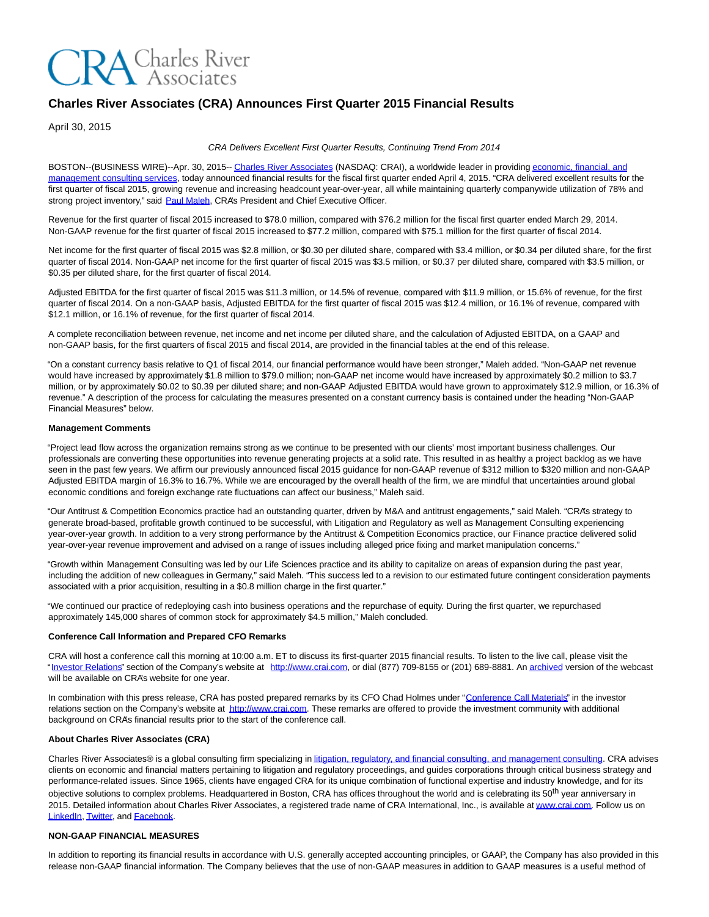# Charles River Associates (CRA) Announces First Quarter 2015 Financial Results

April 30, 2015

*CRA Delivers Excellent First Quarter Results, Continuing Trend From 2014*

BOSTON--(BUSINESS WIRE)--Apr. 30, 2015-- Charles River Associates (NASDAQ: CRAI), a worldwide leader in providing economic, financial, and management consulting services, today announced financial results for the fiscal first quarter ended April 4, 2015. "CRA delivered excellent results for the first quarter of fiscal 2015, growing revenue and increasing headcount year-over-year, all while maintaining quarterly companywide utilization of 78% and strong project inventory," said Paul Maleh, CRA's President and Chief Executive Officer.

Revenue for the first quarter of fiscal 2015 increased to $78.0 million, compared with $76.2 million for the fiscal first quarter ended March 29, 2014. Non-GAAP revenue for the first quarter of fiscal 2015 increased to $77.2 million, compared with $75.1 million for the first quarter of fiscal 2014.

Net income for the first quarter of fiscal 2015 was $2.8 million, or $0.30 per diluted share, compared with $3.4 million, or $0.34 per diluted share, for the first quarter of fiscal 2014. Non-GAAP net income for the first quarter of fiscal 2015 was $3.5 million, or $0.37 per diluted share, compared with $3.5 million, or $0.35 per diluted share, for the first quarter of fiscal 2014.

Adjusted EBITDA for the first quarter of fiscal 2015 was $11.3 million, or 14.5% of revenue, compared with $11.9 million, or 15.6% of revenue, for the first quarter of fiscal 2014. On a non-GAAP basis, Adjusted EBITDA for the first quarter of fiscal 2015 was $12.4 million, or 16.1% of revenue, compared with $12.1 million, or 16.1% of revenue, for the first quarter of fiscal 2014.

A complete reconciliation between revenue, net income and net income per diluted share, and the calculation of Adjusted EBITDA, on a GAAP and non-GAAP basis, for the first quarters of fiscal 2015 and fiscal 2014, are provided in the financial tables at the end of this release.

"On a constant currency basis relative to Q1 of fiscal 2014, our financial performance would have been stronger," Maleh added. "Non-GAAP net revenue would have increased by approximately $1.8 million to $79.0 million; non-GAAP net income would have increased by approximately $0.2 million to $3.7 million, or by approximately $0.02 to $0.39 per diluted share; and non-GAAP Adjusted EBITDA would have grown to approximately $12.9 million, or 16.3% of revenue." A description of the process for calculating the measures presented on a constant currency basis is contained under the heading "Non-GAAP Financial Measures" below.

**Management Comments**

"Project lead flow across the organization remains strong as we continue to be presented with our clients' most important business challenges. Our professionals are converting these opportunities into revenue generating projects at a solid rate. This resulted in as healthy a project backlog as we have seen in the past few years. We affirm our previously announced fiscal 2015 guidance for non-GAAP revenue of $312 million to $320 million and non-GAAP Adjusted EBITDA margin of 16.3% to 16.7%. While we are encouraged by the overall health of the firm, we are mindful that uncertainties around global economic conditions and foreign exchange rate fluctuations can affect our business," Maleh said.

"Our Antitrust & Competition Economics practice had an outstanding quarter, driven by M&A and antitrust engagements," said Maleh. "CRA's strategy to generate broad-based, profitable growth continued to be successful, with Litigation and Regulatory as well as Management Consulting experiencing year-over-year growth. In addition to a very strong performance by the Antitrust & Competition Economics practice, our Finance practice delivered solid year-over-year revenue improvement and advised on a range of issues including alleged price fixing and market manipulation concerns."

"Growth within Management Consulting was led by our Life Sciences practice and its ability to capitalize on areas of expansion during the past year, including the addition of new colleagues in Germany," said Maleh. "This success led to a revision to our estimated future contingent consideration payments associated with a prior acquisition, resulting in a $0.8 million charge in the first quarter."

"We continued our practice of redeploying cash into business operations and the repurchase of equity. During the first quarter, we repurchased approximately 145,000 shares of common stock for approximately $4.5 million," Maleh concluded.

**Conference Call Information and Prepared CFO Remarks**

CRA will host a conference call this morning at 10:00 a.m. ET to discuss its first-quarter 2015 financial results. To listen to the live call, please visit the "Investor Relations" section of the Company's website at http://www.crai.com, or dial (877) 709-8155 or (201) 689-8881. An archived version of the webcast will be available on CRA's website for one year.

In combination with this press release, CRA has posted prepared remarks by its CFO Chad Holmes under "Conference Call Materials" in the investor relations section on the Company's website at http://www.crai.com. These remarks are offered to provide the investment community with additional background on CRA's financial results prior to the start of the conference call.

**About Charles River Associates (CRA)**

Charles River Associates® is a global consulting firm specializing in litigation, regulatory, and financial consulting, and management consulting. CRA advises clients on economic and financial matters pertaining to litigation and regulatory proceedings, and guides corporations through critical business strategy and performance-related issues. Since 1965, clients have engaged CRA for its unique combination of functional expertise and industry knowledge, and for its objective solutions to complex problems. Headquartered in Boston, CRA has offices throughout the world and is celebrating its 50th year anniversary in 2015. Detailed information about Charles River Associates, a registered trade name of CRA International, Inc., is available at www.crai.com. Follow us on LinkedIn, Twitter, and Facebook.

**NON-GAAP FINANCIAL MEASURES**

In addition to reporting its financial results in accordance with U.S. generally accepted accounting principles, or GAAP, the Company has also provided in this release non-GAAP financial information. The Company believes that the use of non-GAAP measures in addition to GAAP measures is a useful method of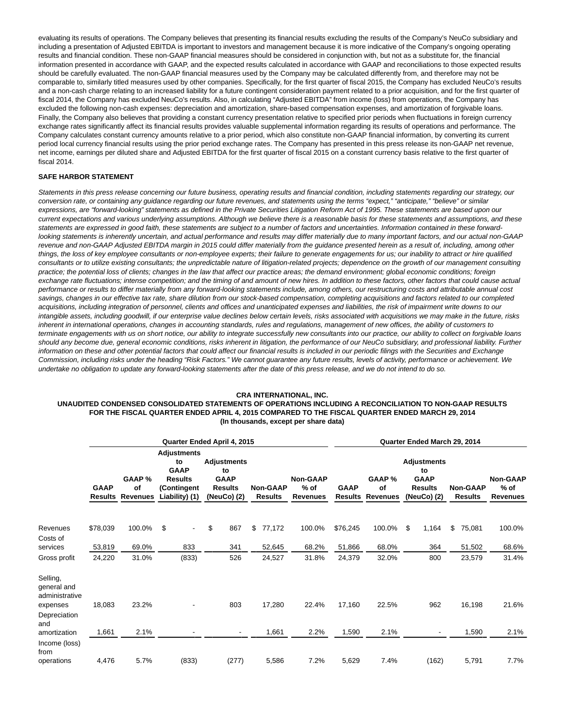evaluating its results of operations. The Company believes that presenting its financial results excluding the results of the Company's NeuCo subsidiary and including a presentation of Adjusted EBITDA is important to investors and management because it is more indicative of the Company's ongoing operating results and financial condition. These non-GAAP financial measures should be considered in conjunction with, but not as a substitute for, the financial information presented in accordance with GAAP, and the expected results calculated in accordance with GAAP and reconciliations to those expected results should be carefully evaluated. The non-GAAP financial measures used by the Company may be calculated differently from, and therefore may not be comparable to, similarly titled measures used by other companies. Specifically, for the first quarter of fiscal 2015, the Company has excluded NeuCo's results and a non-cash charge relating to an increased liability for a future contingent consideration payment related to a prior acquisition, and for the first quarter of fiscal 2014, the Company has excluded NeuCo's results. Also, in calculating "Adjusted EBITDA" from income (loss) from operations, the Company has excluded the following non-cash expenses: depreciation and amortization, share-based compensation expenses, and amortization of forgivable loans. Finally, the Company also believes that providing a constant currency presentation relative to specified prior periods when fluctuations in foreign currency exchange rates significantly affect its financial results provides valuable supplemental information regarding its results of operations and performance. The Company calculates constant currency amounts relative to a prior period, which also constitute non-GAAP financial information, by converting its current period local currency financial results using the prior period exchange rates. The Company has presented in this press release its non-GAAP net revenue, net income, earnings per diluted share and Adjusted EBITDA for the first quarter of fiscal 2015 on a constant currency basis relative to the first quarter of fiscal 2014.

**SAFE HARBOR STATEMENT**

*Statements in this press release concerning our future business, operating results and financial condition, including statements regarding our strategy, our conversion rate, or containing any guidance regarding our future revenues, and statements using the terms "expect," "anticipate," "believe" or similar expressions, are "forward-looking" statements as defined in the Private Securities Litigation Reform Act of 1995. These statements are based upon our current expectations and various underlying assumptions. Although we believe there is a reasonable basis for these statements and assumptions, and these statements are expressed in good faith, these statements are subject to a number of factors and uncertainties. Information contained in these forward-looking statements is inherently uncertain, and actual performance and results may differ materially due to many important factors, and our actual non-GAAP revenue and non-GAAP Adjusted EBITDA margin in 2015 could differ materially from the guidance presented herein as a result of, including, among other things, the loss of key employee consultants or non-employee experts; their failure to generate engagements for us; our inability to attract or hire qualified consultants or to utilize existing consultants; the unpredictable nature of litigation-related projects; dependence on the growth of our management consulting practice; the potential loss of clients; changes in the law that affect our practice areas; the demand environment; global economic conditions; foreign exchange rate fluctuations; intense competition; and the timing of and amount of new hires. In addition to these factors, other factors that could cause actual performance or results to differ materially from any forward-looking statements include, among others, our restructuring costs and attributable annual cost savings, changes in our effective tax rate, share dilution from our stock-based compensation, completing acquisitions and factors related to our completed acquisitions, including integration of personnel, clients and offices and unanticipated expenses and liabilities, the risk of impairment write downs to our intangible assets, including goodwill, if our enterprise value declines below certain levels, risks associated with acquisitions we may make in the future, risks inherent in international operations, changes in accounting standards, rules and regulations, management of new offices, the ability of customers to terminate engagements with us on short notice, our ability to integrate successfully new consultants into our practice, our ability to collect on forgivable loans should any become due, general economic conditions, risks inherent in litigation, the performance of our NeuCo subsidiary, and professional liability. Further information on these and other potential factors that could affect our financial results is included in our periodic filings with the Securities and Exchange Commission, including risks under the heading "Risk Factors." We cannot guarantee any future results, levels of activity, performance or achievement. We undertake no obligation to update any forward-looking statements after the date of this press release, and we do not intend to do so.*

**CRA INTERNATIONAL, INC.**
**UNAUDITED CONDENSED CONSOLIDATED STATEMENTS OF OPERATIONS INCLUDING A RECONCILIATION TO NON-GAAP RESULTS**
**FOR THE FISCAL QUARTER ENDED APRIL 4, 2015 COMPARED TO THE FISCAL QUARTER ENDED MARCH 29, 2014**
**(In thousands, except per share data)**

| | Quarter Ended April 4, 2015 | | | | | | Quarter Ended March 29, 2014 | | | | |
|---|---|---|---|---|---|---|---|---|---|---|---|
| | GAAP Results | GAAP % of Revenues | Adjustments to GAAP Results (Contingent Liability) (1) | Adjustments to GAAP Results (NeuCo) (2) | Non-GAAP Results | Non-GAAP % of Revenues | GAAP Results | GAAP % of Revenues | Adjustments to GAAP Results (NeuCo) (2) | Non-GAAP Results | Non-GAAP % of Revenues |
| Revenues | $78,039 | 100.0% | $ - | $ 867 | $ 77,172 | 100.0% | $76,245 | 100.0% | $ 1,164 | $ 75,081 | 100.0% |
| Costs of services | 53,819 | 69.0% | 833 | 341 | 52,645 | 68.2% | 51,866 | 68.0% | 364 | 51,502 | 68.6% |
| Gross profit | 24,220 | 31.0% | (833) | 526 | 24,527 | 31.8% | 24,379 | 32.0% | 800 | 23,579 | 31.4% |
| Selling, general and administrative expenses | 18,083 | 23.2% | - | 803 | 17,280 | 22.4% | 17,160 | 22.5% | 962 | 16,198 | 21.6% |
| Depreciation and amortization | 1,661 | 2.1% | - | - | 1,661 | 2.2% | 1,590 | 2.1% | - | 1,590 | 2.1% |
| Income (loss) from operations | 4,476 | 5.7% | (833) | (277) | 5,586 | 7.2% | 5,629 | 7.4% | (162) | 5,791 | 7.7% |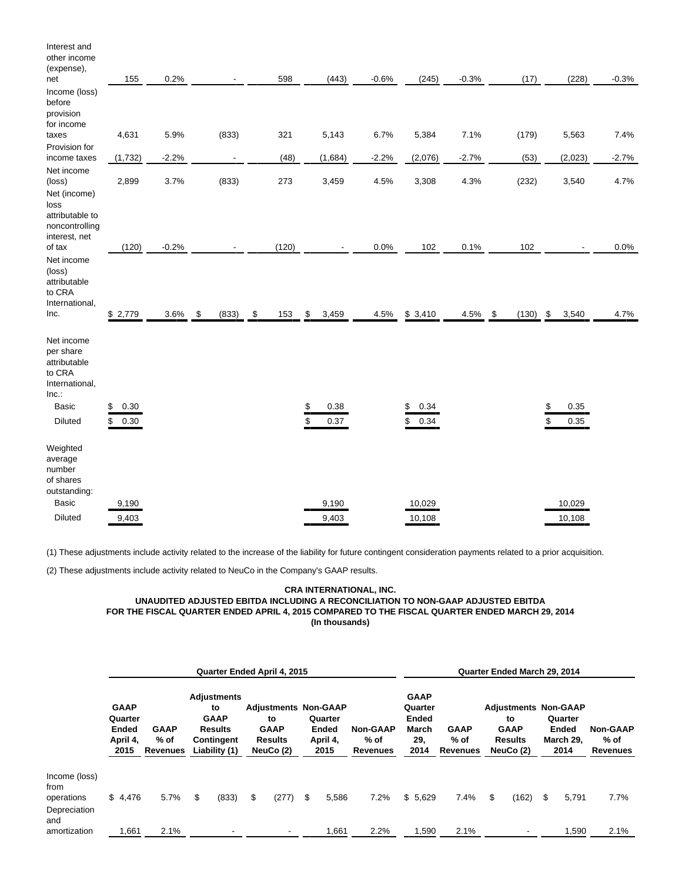| | | | | | | | | | | | |
|---|---|---|---|---|---|---|---|---|---|---|---|
| Interest and other income (expense), net | 155 | 0.2% | - | 598 | (443) | -0.6% | (245) | -0.3% | (17) | (228) | -0.3% |
| Income (loss) before provision for income taxes | 4,631 | 5.9% | (833) | 321 | 5,143 | 6.7% | 5,384 | 7.1% | (179) | 5,563 | 7.4% |
| Provision for income taxes | (1,732) | -2.2% | - | (48) | (1,684) | -2.2% | (2,076) | -2.7% | (53) | (2,023) | -2.7% |
| Net income (loss) | 2,899 | 3.7% | (833) | 273 | 3,459 | 4.5% | 3,308 | 4.3% | (232) | 3,540 | 4.7% |
| Net (income) loss attributable to noncontrolling interest, net of tax | (120) | -0.2% | - | (120) | - | 0.0% | 102 | 0.1% | 102 | - | 0.0% |
| Net income (loss) attributable to CRA International, Inc. | $ 2,779 | 3.6% | $ (833) | $ 153 | $ 3,459 | 4.5% | $ 3,410 | 4.5% | $ (130) | $ 3,540 | 4.7% |
| Net income per share attributable to CRA International, Inc.: | | | | | | | | | | | |
| Basic | $ 0.30 | | | | $ 0.38 | | $ 0.34 | | | $ 0.35 | |
| Diluted | $ 0.30 | | | | $ 0.37 | | $ 0.34 | | | $ 0.35 | |
| Weighted average number of shares outstanding: | | | | | | | | | | | |
| Basic | 9,190 | | | | 9,190 | | 10,029 | | | 10,029 | |
| Diluted | 9,403 | | | | 9,403 | | 10,108 | | | 10,108 | |

(1) These adjustments include activity related to the increase of the liability for future contingent consideration payments related to a prior acquisition.

(2) These adjustments include activity related to NeuCo in the Company's GAAP results.

**CRA INTERNATIONAL, INC.**
**UNAUDITED ADJUSTED EBITDA INCLUDING A RECONCILIATION TO NON-GAAP ADJUSTED EBITDA**
**FOR THE FISCAL QUARTER ENDED APRIL 4, 2015 COMPARED TO THE FISCAL QUARTER ENDED MARCH 29, 2014**
**(In thousands)**

| | Quarter Ended April 4, 2015 | | | | | | Quarter Ended March 29, 2014 | | | | |
|---|---|---|---|---|---|---|---|---|---|---|---|
| | GAAP Quarter Ended April 4, 2015 | GAAP % of Revenues | Adjustments to GAAP Results Contingent Liability (1) | Adjustments to GAAP Results NeuCo (2) | Non-GAAP Quarter Ended April 4, 2015 | Non-GAAP % of Revenues | GAAP Quarter Ended March 29, 2014 | GAAP % of Revenues | Adjustments to GAAP Results NeuCo (2) | Non-GAAP Quarter Ended March 29, 2014 | Non-GAAP % of Revenues |
| Income (loss) from operations | $ 4,476 | 5.7% | $ (833) | $ (277) | $ 5,586 | 7.2% | $ 5,629 | 7.4% | $ (162) | $ 5,791 | 7.7% |
| Depreciation and amortization | 1,661 | 2.1% | - | - | 1,661 | 2.2% | 1,590 | 2.1% | - | 1,590 | 2.1% |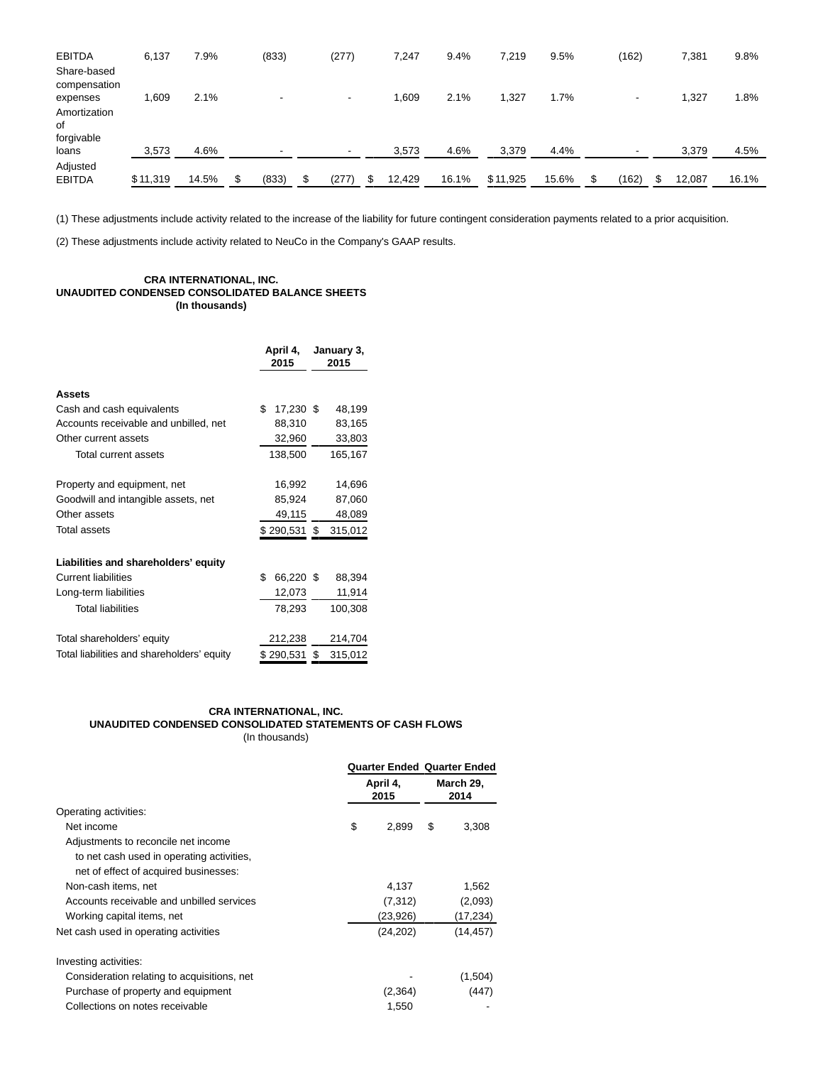| | | | | | | | | | | | |
|---|---|---|---|---|---|---|---|---|---|---|---|
| EBITDA | 6,137 | 7.9% | (833) | (277) | 7,247 | 9.4% | 7,219 | 9.5% | (162) | 7,381 | 9.8% |
| Share-based compensation expenses | 1,609 | 2.1% | - | - | 1,609 | 2.1% | 1,327 | 1.7% | - | 1,327 | 1.8% |
| Amortization of forgivable loans | 3,573 | 4.6% | - | - | 3,573 | 4.6% | 3,379 | 4.4% | - | 3,379 | 4.5% |
| Adjusted EBITDA | $ 11,319 | 14.5% | $ (833) | $ (277) | $ 12,429 | 16.1% | $ 11,925 | 15.6% | $ (162) | $ 12,087 | 16.1% |

(1) These adjustments include activity related to the increase of the liability for future contingent consideration payments related to a prior acquisition.

(2) These adjustments include activity related to NeuCo in the Company's GAAP results.

**CRA INTERNATIONAL, INC.**
**UNAUDITED CONDENSED CONSOLIDATED BALANCE SHEETS**
**(In thousands)**

| | April 4, 2015 | January 3, 2015 |
|---|---|---|
| **Assets** | | |
| Cash and cash equivalents | $ 17,230 | $ 48,199 |
| Accounts receivable and unbilled, net | 88,310 | 83,165 |
| Other current assets | 32,960 | 33,803 |
| Total current assets | 138,500 | 165,167 |
| | | |
| Property and equipment, net | 16,992 | 14,696 |
| Goodwill and intangible assets, net | 85,924 | 87,060 |
| Other assets | 49,115 | 48,089 |
| Total assets | $ 290,531 | $ 315,012 |
| | | |
| **Liabilities and shareholders' equity** | | |
| Current liabilities | $ 66,220 | $ 88,394 |
| Long-term liabilities | 12,073 | 11,914 |
| Total liabilities | 78,293 | 100,308 |
| | | |
| Total shareholders' equity | 212,238 | 214,704 |
| Total liabilities and shareholders' equity | $ 290,531 | $ 315,012 |

**CRA INTERNATIONAL, INC.**
**UNAUDITED CONDENSED CONSOLIDATED STATEMENTS OF CASH FLOWS**
(In thousands)

| | Quarter Ended April 4, 2015 | Quarter Ended March 29, 2014 |
|---|---|---|
| Operating activities: | | |
| Net income | $ 2,899 | $ 3,308 |
| Adjustments to reconcile net income to net cash used in operating activities, net of effect of acquired businesses: | | |
| Non-cash items, net | 4,137 | 1,562 |
| Accounts receivable and unbilled services | (7,312) | (2,093) |
| Working capital items, net | (23,926) | (17,234) |
| Net cash used in operating activities | (24,202) | (14,457) |
| | | |
| Investing activities: | | |
| Consideration relating to acquisitions, net | - | (1,504) |
| Purchase of property and equipment | (2,364) | (447) |
| Collections on notes receivable | 1,550 | - |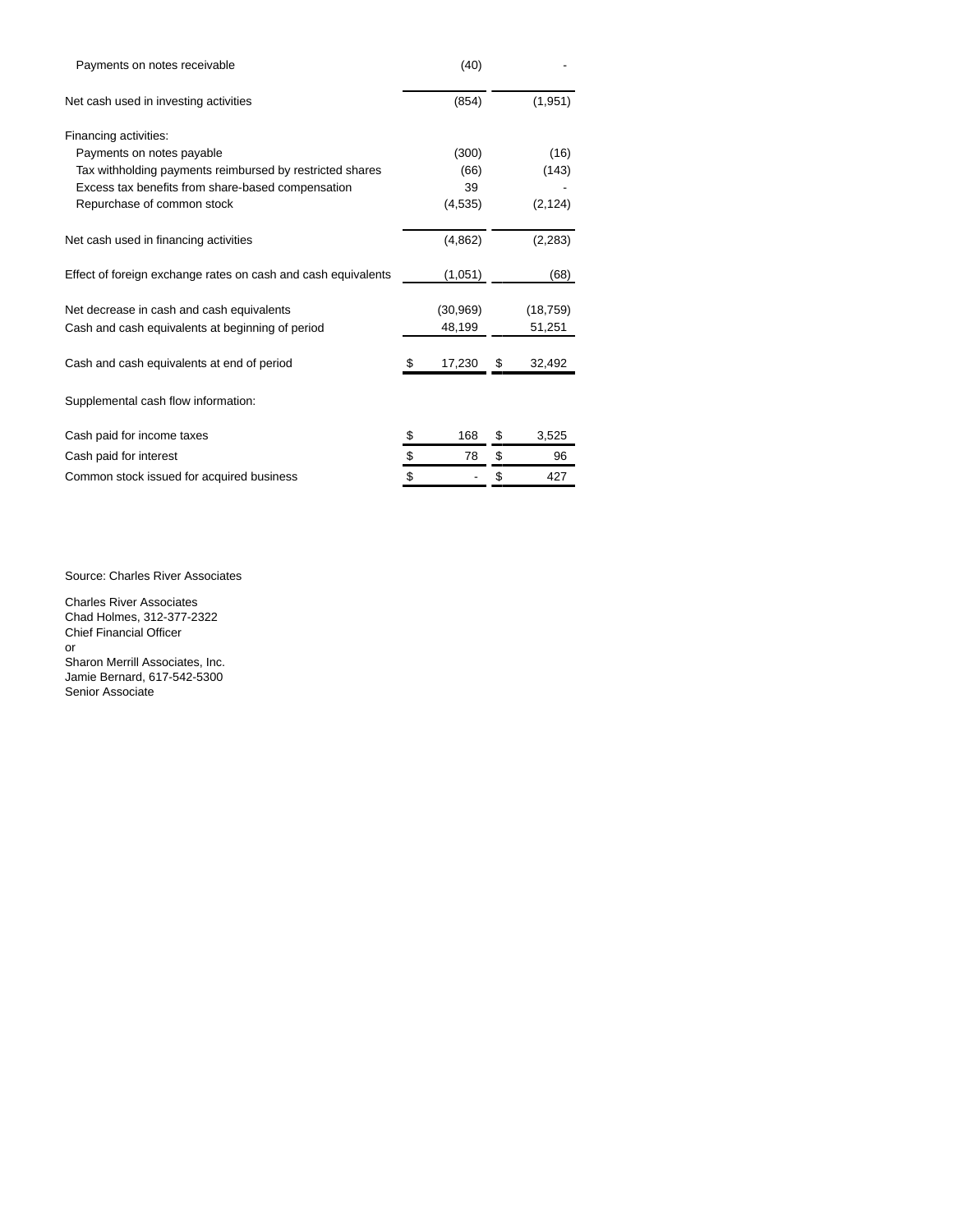| | | |
|---|---|---|
| Payments on notes receivable | (40) | - |
| Net cash used in investing activities | (854) | (1,951) |
| Financing activities: | | |
| Payments on notes payable | (300) | (16) |
| Tax withholding payments reimbursed by restricted shares | (66) | (143) |
| Excess tax benefits from share-based compensation | 39 | - |
| Repurchase of common stock | (4,535) | (2,124) |
| Net cash used in financing activities | (4,862) | (2,283) |
| Effect of foreign exchange rates on cash and cash equivalents | (1,051) | (68) |
| Net decrease in cash and cash equivalents | (30,969) | (18,759) |
| Cash and cash equivalents at beginning of period | 48,199 | 51,251 |
| Cash and cash equivalents at end of period | $ 17,230 | $ 32,492 |
| Supplemental cash flow information: | | |
| Cash paid for income taxes | $ 168 | $ 3,525 |
| Cash paid for interest | $ 78 | $ 96 |
| Common stock issued for acquired business | $ - | $ 427 |

Source: Charles River Associates

Charles River Associates
Chad Holmes, 312-377-2322
Chief Financial Officer
or
Sharon Merrill Associates, Inc.
Jamie Bernard, 617-542-5300
Senior Associate